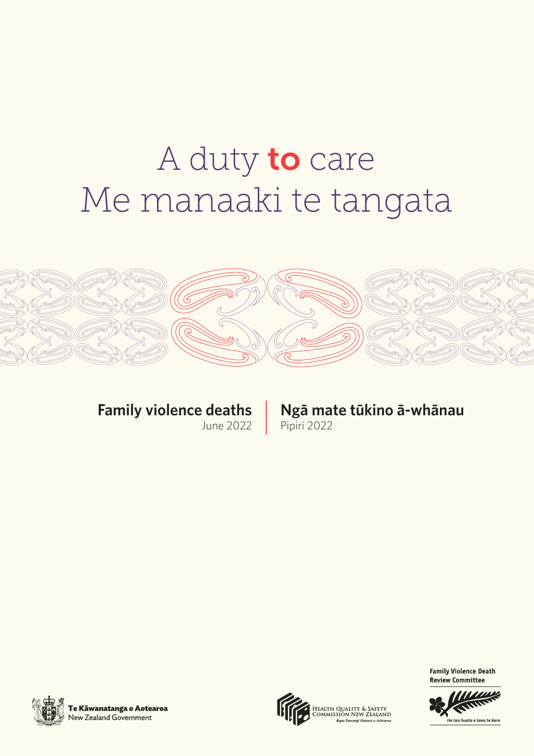# A duty **to** care
# Me manaaki te tangata

**Family violence deaths**
June 2022

**Ngā mate tūkino ā-whānau**
Pipiri 2022

Te Kāwanatanga o Aotearoa
New Zealand Government

Health Quality & Safety Commission New Zealand
*Kupu Taurangi Hauora o Aotearoa*

**Family Violence Death Review Committee**
*He tao huata e taea te karo*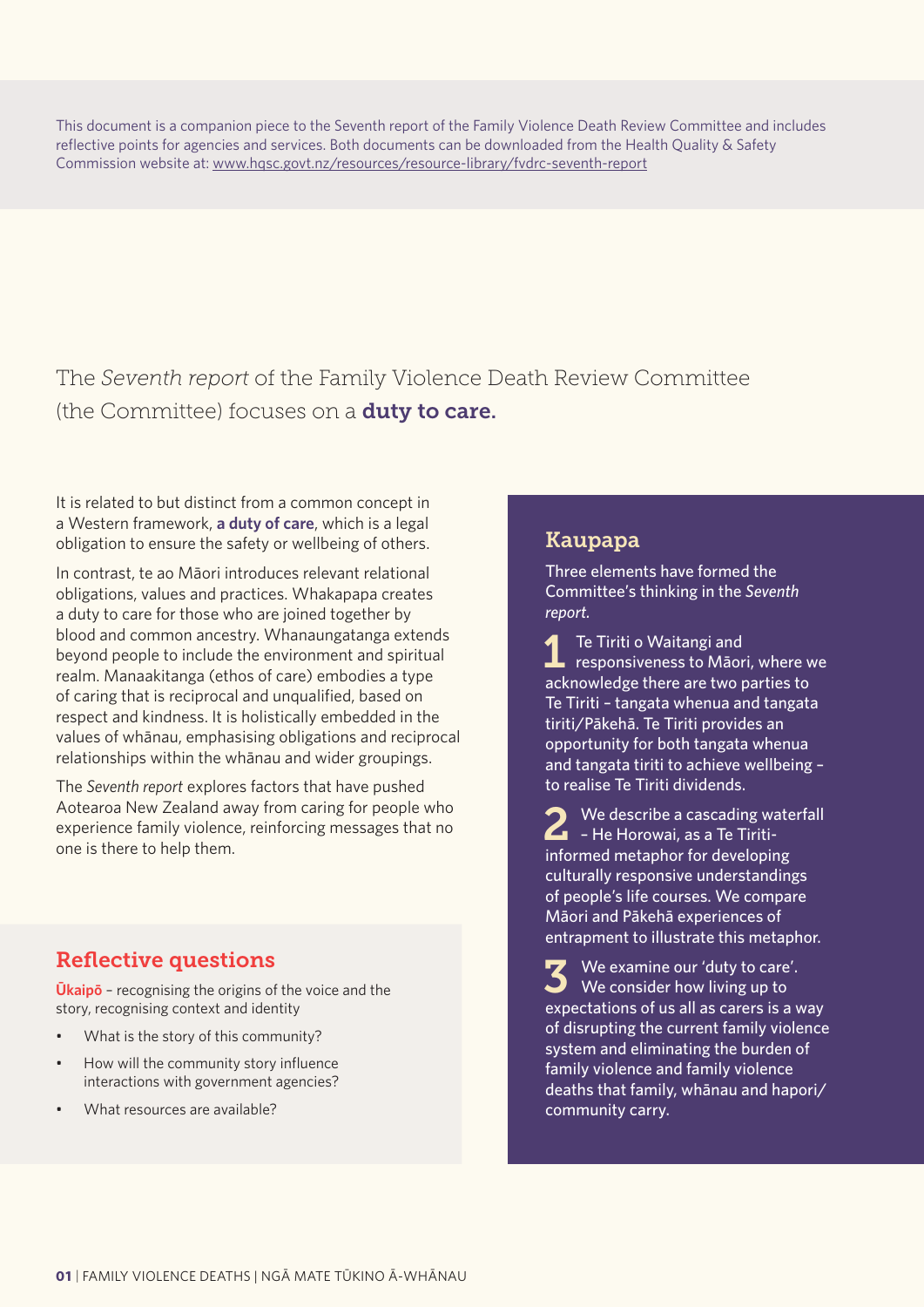This document is a companion piece to the Seventh report of the Family Violence Death Review Committee and includes reflective points for agencies and services. Both documents can be downloaded from the Health Quality & Safety Commission website at: www.hqsc.govt.nz/resources/resource-library/fvdrc-seventh-report

## The *Seventh report* of the Family Violence Death Review Committee (the Committee) focuses on a **duty to care.**

It is related to but distinct from a common concept in a Western framework, **a duty of care**, which is a legal obligation to ensure the safety or wellbeing of others.

In contrast, te ao Māori introduces relevant relational obligations, values and practices. Whakapapa creates a duty to care for those who are joined together by blood and common ancestry. Whanaungatanga extends beyond people to include the environment and spiritual realm. Manaakitanga (ethos of care) embodies a type of caring that is reciprocal and unqualified, based on respect and kindness. It is holistically embedded in the values of whānau, emphasising obligations and reciprocal relationships within the whānau and wider groupings.

The *Seventh report* explores factors that have pushed Aotearoa New Zealand away from caring for people who experience family violence, reinforcing messages that no one is there to help them.

### Reflective questions

**Ūkaipō** – recognising the origins of the voice and the story, recognising context and identity

- What is the story of this community?
- How will the community story influence interactions with government agencies?
- What resources are available?

### Kaupapa

Three elements have formed the Committee's thinking in the *Seventh report*.

1. Te Tiriti o Waitangi and responsiveness to Māori, where we acknowledge there are two parties to Te Tiriti – tangata whenua and tangata tiriti/Pākehā. Te Tiriti provides an opportunity for both tangata whenua and tangata tiriti to achieve wellbeing – to realise Te Tiriti dividends.
2. We describe a cascading waterfall – He Horowai, as a Te Tiriti-informed metaphor for developing culturally responsive understandings of people's life courses. We compare Māori and Pākehā experiences of entrapment to illustrate this metaphor.
3. We examine our 'duty to care'. We consider how living up to expectations of us all as carers is a way of disrupting the current family violence system and eliminating the burden of family violence and family violence deaths that family, whānau and hapori/community carry.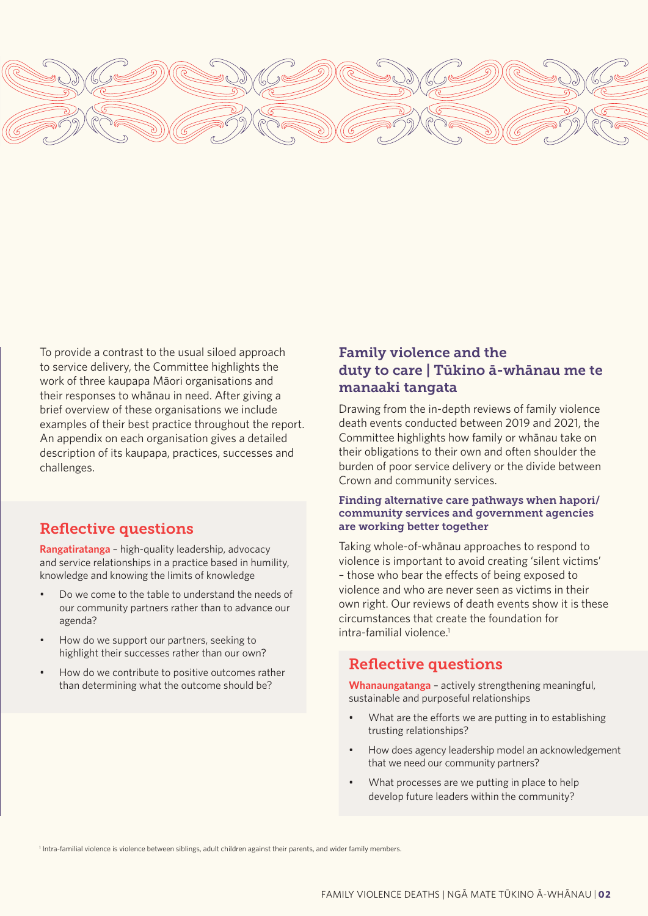To provide a contrast to the usual siloed approach to service delivery, the Committee highlights the work of three kaupapa Māori organisations and their responses to whānau in need. After giving a brief overview of these organisations we include examples of their best practice throughout the report. An appendix on each organisation gives a detailed description of its kaupapa, practices, successes and challenges.

## Reflective questions

**Rangatiratanga** – high-quality leadership, advocacy and service relationships in a practice based in humility, knowledge and knowing the limits of knowledge

- Do we come to the table to understand the needs of our community partners rather than to advance our agenda?
- How do we support our partners, seeking to highlight their successes rather than our own?
- How do we contribute to positive outcomes rather than determining what the outcome should be?

## Family violence and the duty to care | Tūkino ā-whānau me te manaaki tangata

Drawing from the in-depth reviews of family violence death events conducted between 2019 and 2021, the Committee highlights how family or whānau take on their obligations to their own and often shoulder the burden of poor service delivery or the divide between Crown and community services.

### Finding alternative care pathways when hapori/community services and government agencies are working better together

Taking whole-of-whānau approaches to respond to violence is important to avoid creating 'silent victims' – those who bear the effects of being exposed to violence and who are never seen as victims in their own right. Our reviews of death events show it is these circumstances that create the foundation for intra-familial violence.[1]

## Reflective questions

**Whanaungatanga** – actively strengthening meaningful, sustainable and purposeful relationships

- What are the efforts we are putting in to establishing trusting relationships?
- How does agency leadership model an acknowledgement that we need our community partners?
- What processes are we putting in place to help develop future leaders within the community?

[1] Intra-familial violence is violence between siblings, adult children against their parents, and wider family members.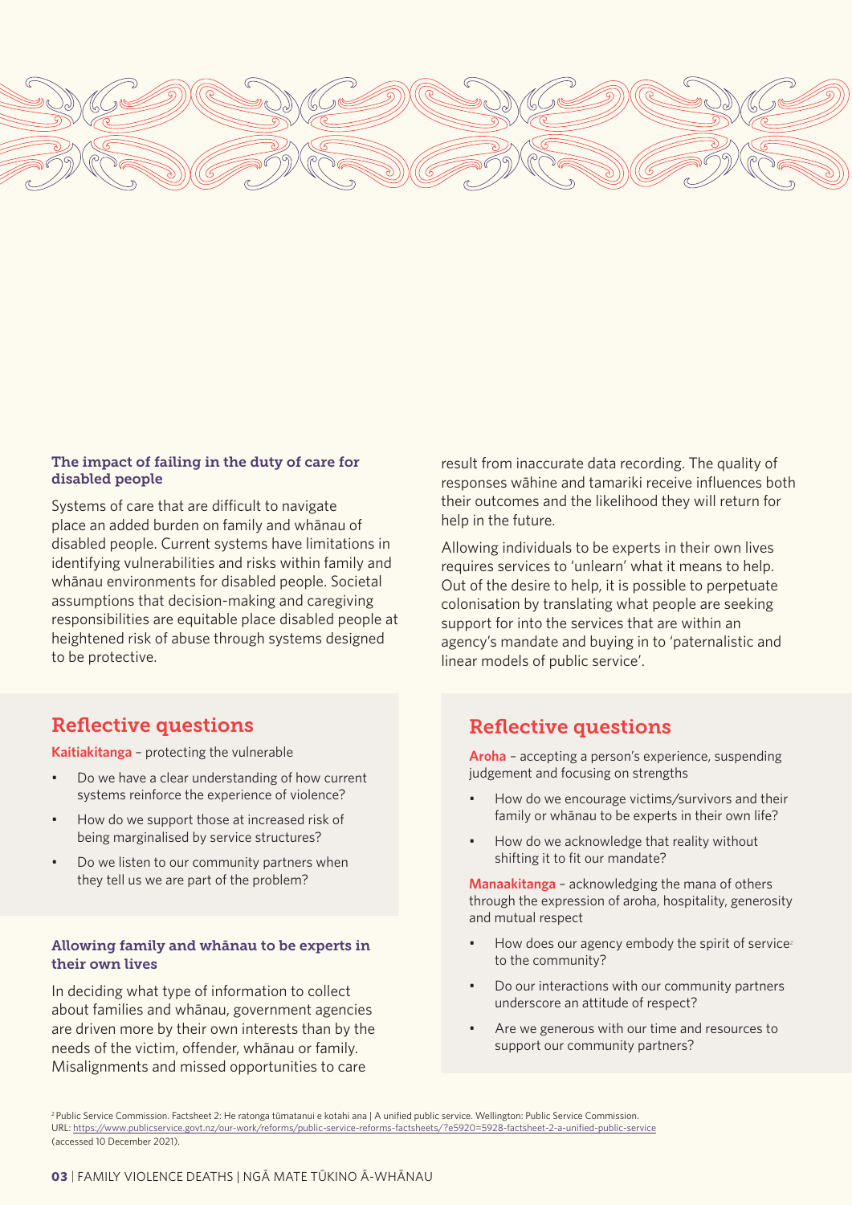### The impact of failing in the duty of care for disabled people

Systems of care that are difficult to navigate place an added burden on family and whānau of disabled people. Current systems have limitations in identifying vulnerabilities and risks within family and whānau environments for disabled people. Societal assumptions that decision-making and caregiving responsibilities are equitable place disabled people at heightened risk of abuse through systems designed to be protective.

## Reflective questions

**Kaitiakitanga** – protecting the vulnerable

- Do we have a clear understanding of how current systems reinforce the experience of violence?
- How do we support those at increased risk of being marginalised by service structures?
- Do we listen to our community partners when they tell us we are part of the problem?

### Allowing family and whānau to be experts in their own lives

In deciding what type of information to collect about families and whānau, government agencies are driven more by their own interests than by the needs of the victim, offender, whānau or family. Misalignments and missed opportunities to care result from inaccurate data recording. The quality of responses wāhine and tamariki receive influences both their outcomes and the likelihood they will return for help in the future.

Allowing individuals to be experts in their own lives requires services to 'unlearn' what it means to help. Out of the desire to help, it is possible to perpetuate colonisation by translating what people are seeking support for into the services that are within an agency's mandate and buying in to 'paternalistic and linear models of public service'.

## Reflective questions

**Aroha** – accepting a person's experience, suspending judgement and focusing on strengths

- How do we encourage victims/survivors and their family or whānau to be experts in their own life?
- How do we acknowledge that reality without shifting it to fit our mandate?

**Manaakitanga** – acknowledging the mana of others through the expression of aroha, hospitality, generosity and mutual respect

- How does our agency embody the spirit of service[2] to the community?
- Do our interactions with our community partners underscore an attitude of respect?
- Are we generous with our time and resources to support our community partners?

[2] Public Service Commission. Factsheet 2: He ratonga tūmatanui e kotahi ana | A unified public service. Wellington: Public Service Commission. URL: https://www.publicservice.govt.nz/our-work/reforms/public-service-reforms-factsheets/?e5920=5928-factsheet-2-a-unified-public-service (accessed 10 December 2021).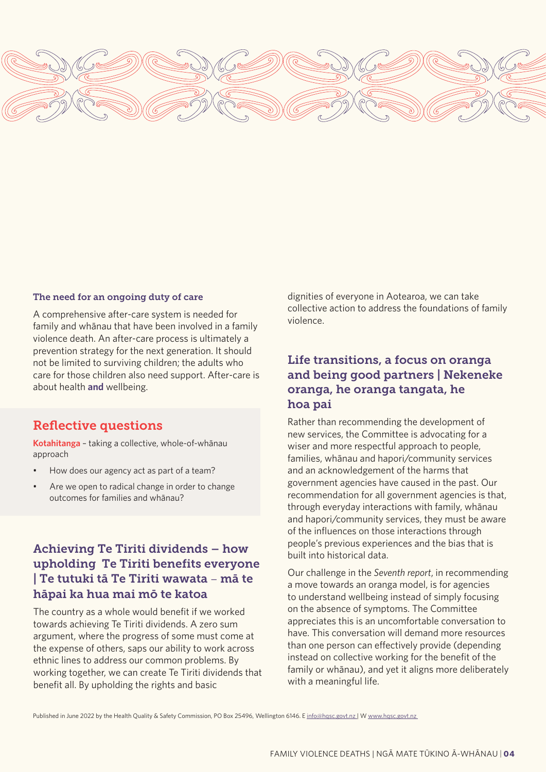### The need for an ongoing duty of care

A comprehensive after-care system is needed for family and whānau that have been involved in a family violence death. An after-care process is ultimately a prevention strategy for the next generation. It should not be limited to surviving children; the adults who care for those children also need support. After-care is about health **and** wellbeing.

## Reflective questions

**Kotahitanga** – taking a collective, whole-of-whānau approach

- How does our agency act as part of a team?
- Are we open to radical change in order to change outcomes for families and whānau?

## Achieving Te Tiriti dividends – how upholding Te Tiriti benefits everyone | Te tutuki tā Te Tiriti wawata – mā te hāpai ka hua mai mō te katoa

The country as a whole would benefit if we worked towards achieving Te Tiriti dividends. A zero sum argument, where the progress of some must come at the expense of others, saps our ability to work across ethnic lines to address our common problems. By working together, we can create Te Tiriti dividends that benefit all. By upholding the rights and basic dignities of everyone in Aotearoa, we can take collective action to address the foundations of family violence.

## Life transitions, a focus on oranga and being good partners | Nekeneke oranga, he oranga tangata, he hoa pai

Rather than recommending the development of new services, the Committee is advocating for a wiser and more respectful approach to people, families, whānau and hapori/community services and an acknowledgement of the harms that government agencies have caused in the past. Our recommendation for all government agencies is that, through everyday interactions with family, whānau and hapori/community services, they must be aware of the influences on those interactions through people's previous experiences and the bias that is built into historical data.

Our challenge in the *Seventh report*, in recommending a move towards an oranga model, is for agencies to understand wellbeing instead of simply focusing on the absence of symptoms. The Committee appreciates this is an uncomfortable conversation to have. This conversation will demand more resources than one person can effectively provide (depending instead on collective working for the benefit of the family or whānau), and yet it aligns more deliberately with a meaningful life.

Published in June 2022 by the Health Quality & Safety Commission, PO Box 25496, Wellington 6146. E info@hqsc.govt.nz | W www.hqsc.govt.nz